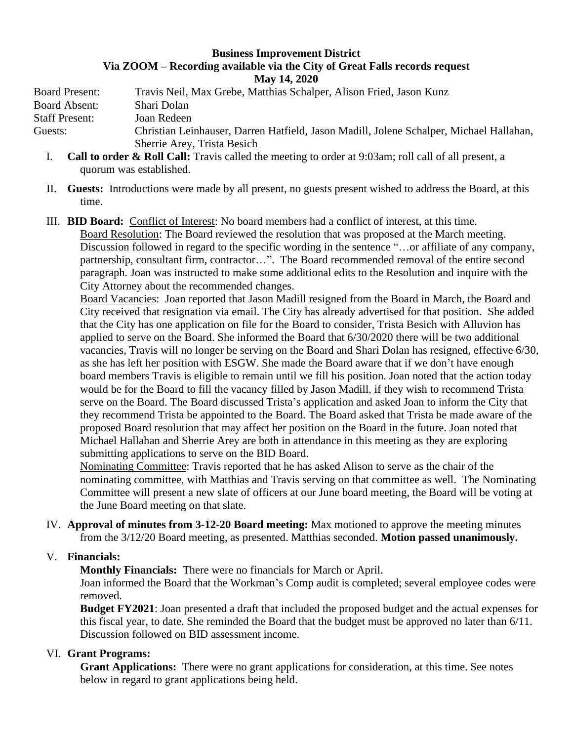**Business Improvement District**
**Via ZOOM – Recording available via the City of Great Falls records request**
**May 14, 2020**

Board Present: Travis Neil, Max Grebe, Matthias Schalper, Alison Fried, Jason Kunz
Board Absent: Shari Dolan
Staff Present: Joan Redeen
Guests: Christian Leinhauser, Darren Hatfield, Jason Madill, Jolene Schalper, Michael Hallahan, Sherrie Arey, Trista Besich

I. **Call to order & Roll Call:** Travis called the meeting to order at 9:03am; roll call of all present, a quorum was established.

II. **Guests:** Introductions were made by all present, no guests present wished to address the Board, at this time.

III. **BID Board:** Conflict of Interest: No board members had a conflict of interest, at this time.
Board Resolution: The Board reviewed the resolution that was proposed at the March meeting. Discussion followed in regard to the specific wording in the sentence "…or affiliate of any company, partnership, consultant firm, contractor…". The Board recommended removal of the entire second paragraph. Joan was instructed to make some additional edits to the Resolution and inquire with the City Attorney about the recommended changes.
Board Vacancies: Joan reported that Jason Madill resigned from the Board in March, the Board and City received that resignation via email. The City has already advertised for that position. She added that the City has one application on file for the Board to consider, Trista Besich with Alluvion has applied to serve on the Board. She informed the Board that 6/30/2020 there will be two additional vacancies, Travis will no longer be serving on the Board and Shari Dolan has resigned, effective 6/30, as she has left her position with ESGW. She made the Board aware that if we don't have enough board members Travis is eligible to remain until we fill his position. Joan noted that the action today would be for the Board to fill the vacancy filled by Jason Madill, if they wish to recommend Trista serve on the Board. The Board discussed Trista's application and asked Joan to inform the City that they recommend Trista be appointed to the Board. The Board asked that Trista be made aware of the proposed Board resolution that may affect her position on the Board in the future. Joan noted that Michael Hallahan and Sherrie Arey are both in attendance in this meeting as they are exploring submitting applications to serve on the BID Board.
Nominating Committee: Travis reported that he has asked Alison to serve as the chair of the nominating committee, with Matthias and Travis serving on that committee as well. The Nominating Committee will present a new slate of officers at our June board meeting, the Board will be voting at the June Board meeting on that slate.

IV. **Approval of minutes from 3-12-20 Board meeting:** Max motioned to approve the meeting minutes from the 3/12/20 Board meeting, as presented. Matthias seconded. **Motion passed unanimously.**

V. **Financials:**
**Monthly Financials:** There were no financials for March or April.
Joan informed the Board that the Workman's Comp audit is completed; several employee codes were removed.
**Budget FY2021**: Joan presented a draft that included the proposed budget and the actual expenses for this fiscal year, to date. She reminded the Board that the budget must be approved no later than 6/11. Discussion followed on BID assessment income.

VI. **Grant Programs:**
**Grant Applications:** There were no grant applications for consideration, at this time. See notes below in regard to grant applications being held.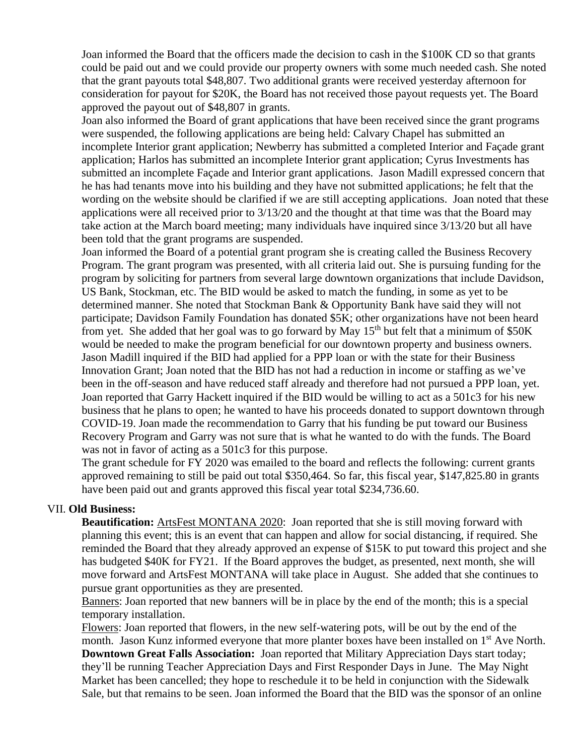Joan informed the Board that the officers made the decision to cash in the $100K CD so that grants could be paid out and we could provide our property owners with some much needed cash. She noted that the grant payouts total $48,807. Two additional grants were received yesterday afternoon for consideration for payout for $20K, the Board has not received those payout requests yet. The Board approved the payout out of $48,807 in grants.

Joan also informed the Board of grant applications that have been received since the grant programs were suspended, the following applications are being held: Calvary Chapel has submitted an incomplete Interior grant application; Newberry has submitted a completed Interior and Façade grant application; Harlos has submitted an incomplete Interior grant application; Cyrus Investments has submitted an incomplete Façade and Interior grant applications. Jason Madill expressed concern that he has had tenants move into his building and they have not submitted applications; he felt that the wording on the website should be clarified if we are still accepting applications. Joan noted that these applications were all received prior to 3/13/20 and the thought at that time was that the Board may take action at the March board meeting; many individuals have inquired since 3/13/20 but all have been told that the grant programs are suspended.

Joan informed the Board of a potential grant program she is creating called the Business Recovery Program. The grant program was presented, with all criteria laid out. She is pursuing funding for the program by soliciting for partners from several large downtown organizations that include Davidson, US Bank, Stockman, etc. The BID would be asked to match the funding, in some as yet to be determined manner. She noted that Stockman Bank & Opportunity Bank have said they will not participate; Davidson Family Foundation has donated $5K; other organizations have not been heard from yet. She added that her goal was to go forward by May 15th but felt that a minimum of $50K would be needed to make the program beneficial for our downtown property and business owners. Jason Madill inquired if the BID had applied for a PPP loan or with the state for their Business Innovation Grant; Joan noted that the BID has not had a reduction in income or staffing as we've been in the off-season and have reduced staff already and therefore had not pursued a PPP loan, yet.

Joan reported that Garry Hackett inquired if the BID would be willing to act as a 501c3 for his new business that he plans to open; he wanted to have his proceeds donated to support downtown through COVID-19. Joan made the recommendation to Garry that his funding be put toward our Business Recovery Program and Garry was not sure that is what he wanted to do with the funds. The Board was not in favor of acting as a 501c3 for this purpose.

The grant schedule for FY 2020 was emailed to the board and reflects the following: current grants approved remaining to still be paid out total $350,464. So far, this fiscal year, $147,825.80 in grants have been paid out and grants approved this fiscal year total $234,736.60.

VII. **Old Business:**

**Beautification:** ArtsFest MONTANA 2020: Joan reported that she is still moving forward with planning this event; this is an event that can happen and allow for social distancing, if required. She reminded the Board that they already approved an expense of $15K to put toward this project and she has budgeted $40K for FY21. If the Board approves the budget, as presented, next month, she will move forward and ArtsFest MONTANA will take place in August. She added that she continues to pursue grant opportunities as they are presented.

Banners: Joan reported that new banners will be in place by the end of the month; this is a special temporary installation.

Flowers: Joan reported that flowers, in the new self-watering pots, will be out by the end of the month. Jason Kunz informed everyone that more planter boxes have been installed on 1st Ave North.

**Downtown Great Falls Association:** Joan reported that Military Appreciation Days start today; they'll be running Teacher Appreciation Days and First Responder Days in June. The May Night Market has been cancelled; they hope to reschedule it to be held in conjunction with the Sidewalk Sale, but that remains to be seen. Joan informed the Board that the BID was the sponsor of an online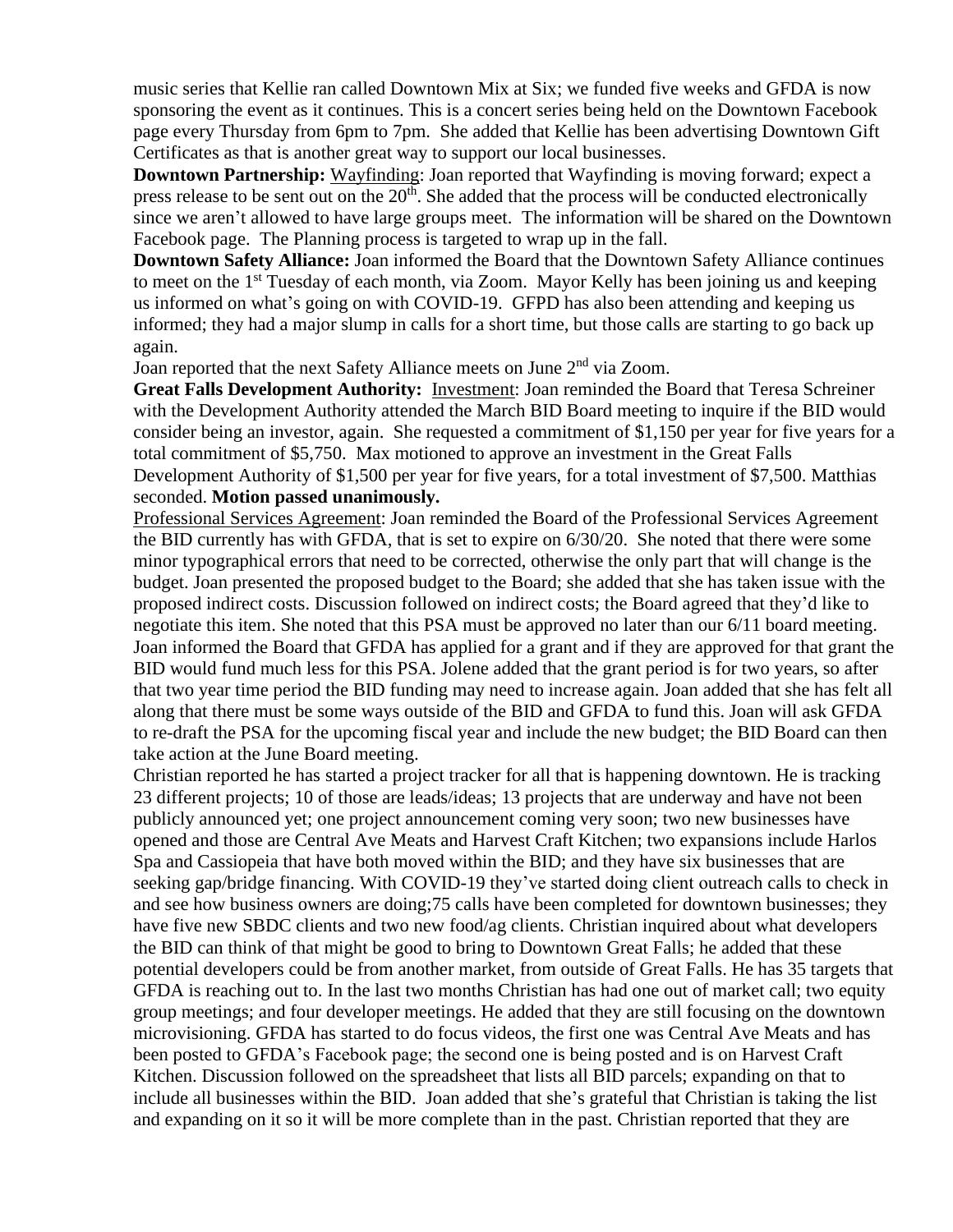music series that Kellie ran called Downtown Mix at Six; we funded five weeks and GFDA is now sponsoring the event as it continues. This is a concert series being held on the Downtown Facebook page every Thursday from 6pm to 7pm. She added that Kellie has been advertising Downtown Gift Certificates as that is another great way to support our local businesses.

**Downtown Partnership:** Wayfinding: Joan reported that Wayfinding is moving forward; expect a press release to be sent out on the 20th. She added that the process will be conducted electronically since we aren't allowed to have large groups meet. The information will be shared on the Downtown Facebook page. The Planning process is targeted to wrap up in the fall.

**Downtown Safety Alliance:** Joan informed the Board that the Downtown Safety Alliance continues to meet on the 1st Tuesday of each month, via Zoom. Mayor Kelly has been joining us and keeping us informed on what's going on with COVID-19. GFPD has also been attending and keeping us informed; they had a major slump in calls for a short time, but those calls are starting to go back up again.

Joan reported that the next Safety Alliance meets on June 2nd via Zoom.

**Great Falls Development Authority:** Investment: Joan reminded the Board that Teresa Schreiner with the Development Authority attended the March BID Board meeting to inquire if the BID would consider being an investor, again. She requested a commitment of $1,150 per year for five years for a total commitment of $5,750. Max motioned to approve an investment in the Great Falls Development Authority of $1,500 per year for five years, for a total investment of $7,500. Matthias seconded. **Motion passed unanimously.**

Professional Services Agreement: Joan reminded the Board of the Professional Services Agreement the BID currently has with GFDA, that is set to expire on 6/30/20. She noted that there were some minor typographical errors that need to be corrected, otherwise the only part that will change is the budget. Joan presented the proposed budget to the Board; she added that she has taken issue with the proposed indirect costs. Discussion followed on indirect costs; the Board agreed that they'd like to negotiate this item. She noted that this PSA must be approved no later than our 6/11 board meeting. Joan informed the Board that GFDA has applied for a grant and if they are approved for that grant the BID would fund much less for this PSA. Jolene added that the grant period is for two years, so after that two year time period the BID funding may need to increase again. Joan added that she has felt all along that there must be some ways outside of the BID and GFDA to fund this. Joan will ask GFDA to re-draft the PSA for the upcoming fiscal year and include the new budget; the BID Board can then take action at the June Board meeting.

Christian reported he has started a project tracker for all that is happening downtown. He is tracking 23 different projects; 10 of those are leads/ideas; 13 projects that are underway and have not been publicly announced yet; one project announcement coming very soon; two new businesses have opened and those are Central Ave Meats and Harvest Craft Kitchen; two expansions include Harlos Spa and Cassiopeia that have both moved within the BID; and they have six businesses that are seeking gap/bridge financing. With COVID-19 they've started doing client outreach calls to check in and see how business owners are doing;75 calls have been completed for downtown businesses; they have five new SBDC clients and two new food/ag clients. Christian inquired about what developers the BID can think of that might be good to bring to Downtown Great Falls; he added that these potential developers could be from another market, from outside of Great Falls. He has 35 targets that GFDA is reaching out to. In the last two months Christian has had one out of market call; two equity group meetings; and four developer meetings. He added that they are still focusing on the downtown microvisioning. GFDA has started to do focus videos, the first one was Central Ave Meats and has been posted to GFDA's Facebook page; the second one is being posted and is on Harvest Craft Kitchen. Discussion followed on the spreadsheet that lists all BID parcels; expanding on that to include all businesses within the BID. Joan added that she's grateful that Christian is taking the list and expanding on it so it will be more complete than in the past. Christian reported that they are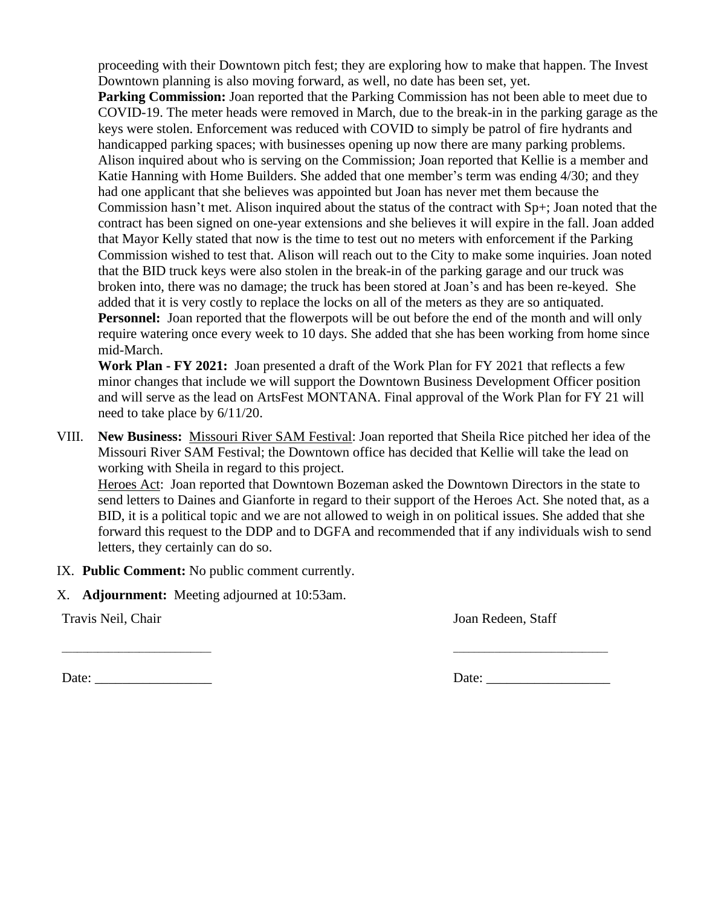proceeding with their Downtown pitch fest; they are exploring how to make that happen. The Invest Downtown planning is also moving forward, as well, no date has been set, yet.

**Parking Commission:** Joan reported that the Parking Commission has not been able to meet due to COVID-19. The meter heads were removed in March, due to the break-in in the parking garage as the keys were stolen. Enforcement was reduced with COVID to simply be patrol of fire hydrants and handicapped parking spaces; with businesses opening up now there are many parking problems. Alison inquired about who is serving on the Commission; Joan reported that Kellie is a member and Katie Hanning with Home Builders. She added that one member's term was ending 4/30; and they had one applicant that she believes was appointed but Joan has never met them because the Commission hasn't met. Alison inquired about the status of the contract with Sp+; Joan noted that the contract has been signed on one-year extensions and she believes it will expire in the fall. Joan added that Mayor Kelly stated that now is the time to test out no meters with enforcement if the Parking Commission wished to test that. Alison will reach out to the City to make some inquiries. Joan noted that the BID truck keys were also stolen in the break-in of the parking garage and our truck was broken into, there was no damage; the truck has been stored at Joan's and has been re-keyed. She added that it is very costly to replace the locks on all of the meters as they are so antiquated.

**Personnel:** Joan reported that the flowerpots will be out before the end of the month and will only require watering once every week to 10 days. She added that she has been working from home since mid-March.

**Work Plan - FY 2021:** Joan presented a draft of the Work Plan for FY 2021 that reflects a few minor changes that include we will support the Downtown Business Development Officer position and will serve as the lead on ArtsFest MONTANA. Final approval of the Work Plan for FY 21 will need to take place by 6/11/20.

VIII. **New Business:** Missouri River SAM Festival: Joan reported that Sheila Rice pitched her idea of the Missouri River SAM Festival; the Downtown office has decided that Kellie will take the lead on working with Sheila in regard to this project.

Heroes Act: Joan reported that Downtown Bozeman asked the Downtown Directors in the state to send letters to Daines and Gianforte in regard to their support of the Heroes Act. She noted that, as a BID, it is a political topic and we are not allowed to weigh in on political issues. She added that she forward this request to the DDP and to DGFA and recommended that if any individuals wish to send letters, they certainly can do so.

IX. **Public Comment:** No public comment currently.

X. **Adjournment:** Meeting adjourned at 10:53am.

Travis Neil, Chair

______________________

Date: _________________

Joan Redeen, Staff

_______________________

Date: __________________